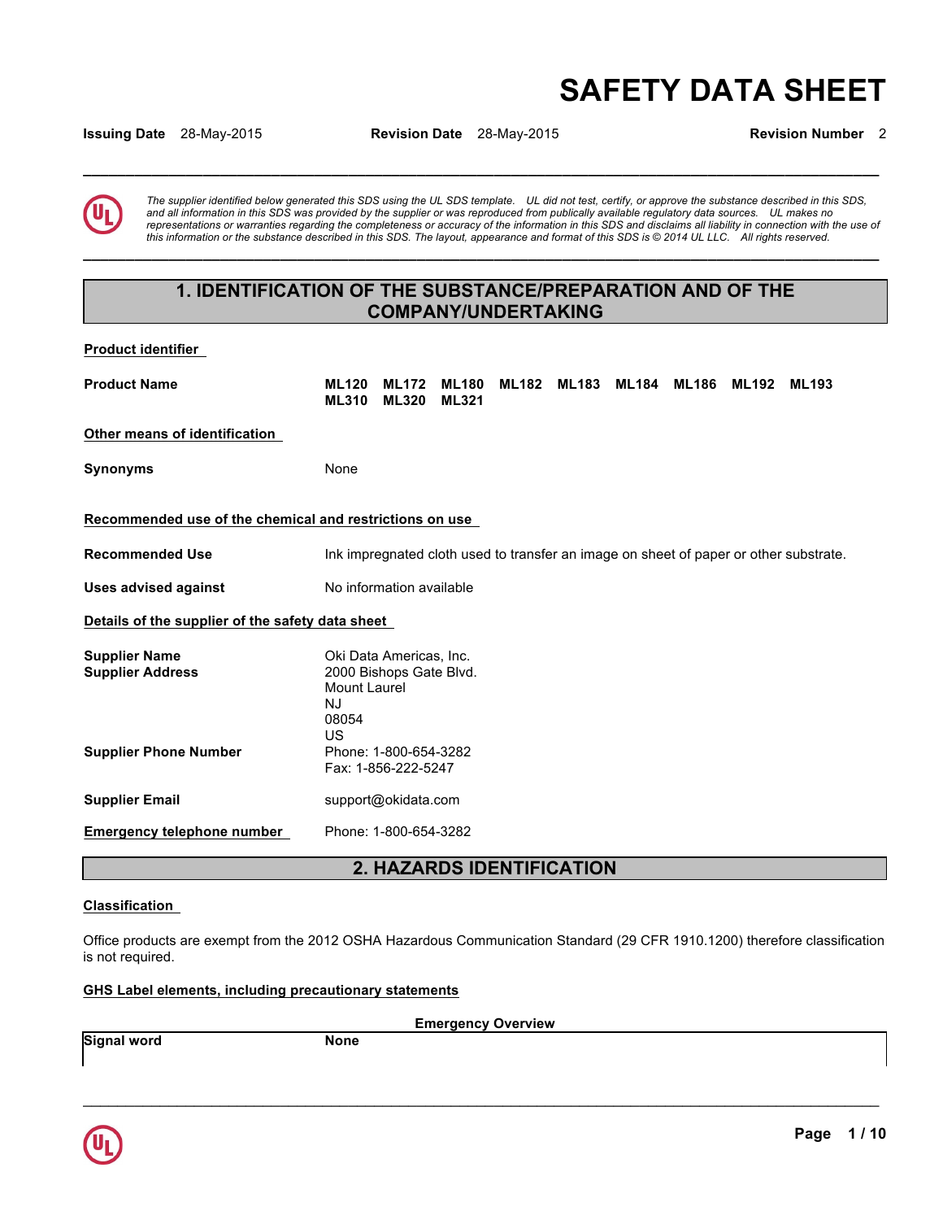# SAFETY DATA SHEET

**Issuing Date** 28-May-2015 **Revision Date** 28-May-2015 **Revision Number** 2

*The supplier identified below generated this SDS using the UL SDS template. UL did not test, certify, or approve the substance described in this SDS, and all information in this SDS was provided by the supplier or was reproduced from publically available regulatory data sources. UL makes no representations or warranties regarding the completeness or accuracy of the information in this SDS and disclaims all liability in connection with the use of this information or the substance described in this SDS. The layout, appearance and format of this SDS is © 2014 UL LLC. All rights reserved.*

## 1. IDENTIFICATION OF THE SUBSTANCE/PREPARATION AND OF THE COMPANY/UNDERTAKING

**Product identifier**

**Product Name** **ML120 ML172 ML180 ML182 ML183 ML184 ML186 ML192 ML193 ML310 ML320 ML321**

**Other means of identification**

**Synonyms** None

**Recommended use of the chemical and restrictions on use**

**Recommended Use** Ink impregnated cloth used to transfer an image on sheet of paper or other substrate.

**Uses advised against** No information available

**Details of the supplier of the safety data sheet**

**Supplier Name** Oki Data Americas, Inc.
**Supplier Address** 2000 Bishops Gate Blvd.
Mount Laurel
NJ
08054
US

**Supplier Phone Number** Phone: 1-800-654-3282
Fax: 1-856-222-5247

**Supplier Email** support@okidata.com

**Emergency telephone number** Phone: 1-800-654-3282

## 2. HAZARDS IDENTIFICATION

**Classification**

Office products are exempt from the 2012 OSHA Hazardous Communication Standard (29 CFR 1910.1200) therefore classification is not required.

**GHS Label elements, including precautionary statements**

**Emergency Overview**

**Signal word** **None**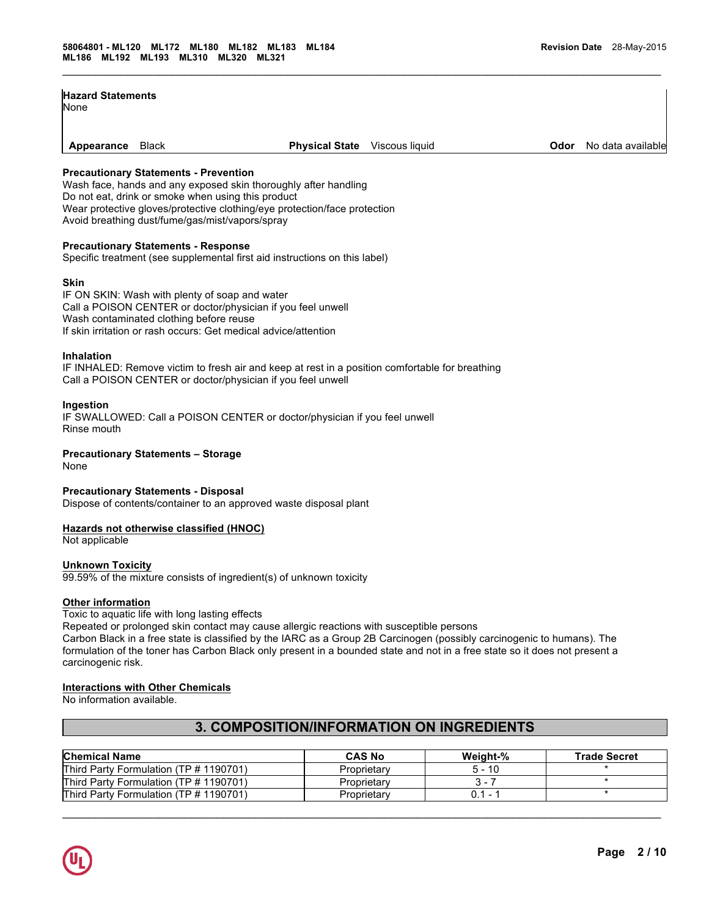**Hazard Statements**
None

| **Appearance** Black | **Physical State** Viscous liquid | **Odor** No data available |
|---|---|---|

**Precautionary Statements - Prevention**
Wash face, hands and any exposed skin thoroughly after handling
Do not eat, drink or smoke when using this product
Wear protective gloves/protective clothing/eye protection/face protection
Avoid breathing dust/fume/gas/mist/vapors/spray

**Precautionary Statements - Response**
Specific treatment (see supplemental first aid instructions on this label)

**Skin**
IF ON SKIN: Wash with plenty of soap and water
Call a POISON CENTER or doctor/physician if you feel unwell
Wash contaminated clothing before reuse
If skin irritation or rash occurs: Get medical advice/attention

**Inhalation**
IF INHALED: Remove victim to fresh air and keep at rest in a position comfortable for breathing
Call a POISON CENTER or doctor/physician if you feel unwell

**Ingestion**
IF SWALLOWED: Call a POISON CENTER or doctor/physician if you feel unwell
Rinse mouth

**Precautionary Statements – Storage**
None

**Precautionary Statements - Disposal**
Dispose of contents/container to an approved waste disposal plant

**Hazards not otherwise classified (HNOC)**
Not applicable

**Unknown Toxicity**
99.59% of the mixture consists of ingredient(s) of unknown toxicity

**Other information**
Toxic to aquatic life with long lasting effects
Repeated or prolonged skin contact may cause allergic reactions with susceptible persons
Carbon Black in a free state is classified by the IARC as a Group 2B Carcinogen (possibly carcinogenic to humans). The formulation of the toner has Carbon Black only present in a bounded state and not in a free state so it does not present a carcinogenic risk.

**Interactions with Other Chemicals**
No information available.

## 3. COMPOSITION/INFORMATION ON INGREDIENTS

| Chemical Name | CAS No | Weight-% | Trade Secret |
|---|---|---|---|
| Third Party Formulation (TP # 1190701) | Proprietary | 5 - 10 | * |
| Third Party Formulation (TP # 1190701) | Proprietary | 3 - 7 | * |
| Third Party Formulation (TP # 1190701) | Proprietary | 0.1 - 1 | * |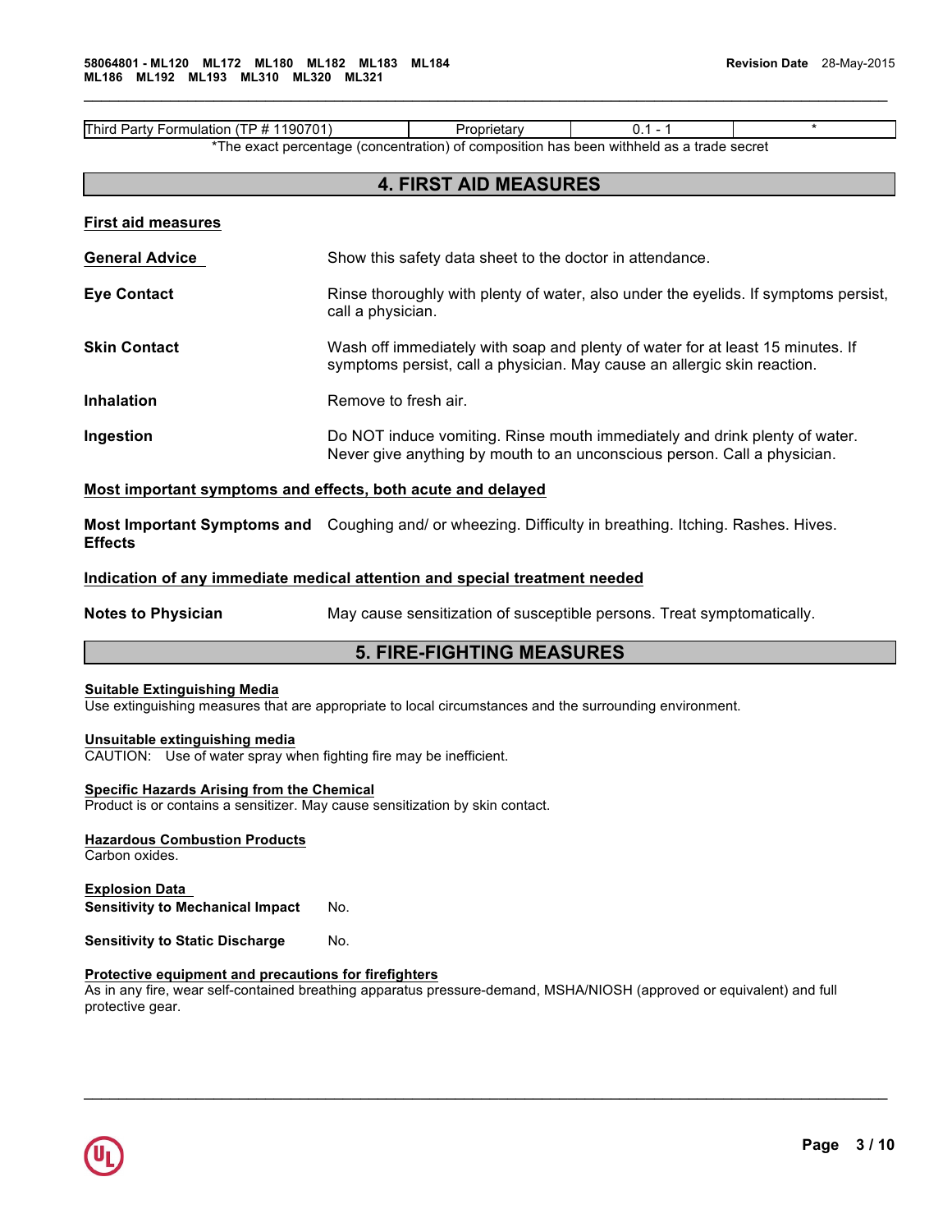| Third Party Formulation (TP # 1190701) | Proprietary | 0.1 - 1 | * |
|---|---|---|---|

*The exact percentage (concentration) of composition has been withheld as a trade secret

## 4. FIRST AID MEASURES

### First aid measures

**General Advice**
Show this safety data sheet to the doctor in attendance.

**Eye Contact**
Rinse thoroughly with plenty of water, also under the eyelids. If symptoms persist, call a physician.

**Skin Contact**
Wash off immediately with soap and plenty of water for at least 15 minutes. If symptoms persist, call a physician. May cause an allergic skin reaction.

**Inhalation**
Remove to fresh air.

**Ingestion**
Do NOT induce vomiting. Rinse mouth immediately and drink plenty of water. Never give anything by mouth to an unconscious person. Call a physician.

### Most important symptoms and effects, both acute and delayed

**Most Important Symptoms and Effects**
Coughing and/ or wheezing. Difficulty in breathing. Itching. Rashes. Hives.

### Indication of any immediate medical attention and special treatment needed

**Notes to Physician**
May cause sensitization of susceptible persons. Treat symptomatically.

## 5. FIRE-FIGHTING MEASURES

### Suitable Extinguishing Media

Use extinguishing measures that are appropriate to local circumstances and the surrounding environment.

### Unsuitable extinguishing media

CAUTION: Use of water spray when fighting fire may be inefficient.

### Specific Hazards Arising from the Chemical

Product is or contains a sensitizer. May cause sensitization by skin contact.

### Hazardous Combustion Products

Carbon oxides.

### Explosion Data

**Sensitivity to Mechanical Impact** No.

**Sensitivity to Static Discharge** No.

### Protective equipment and precautions for firefighters

As in any fire, wear self-contained breathing apparatus pressure-demand, MSHA/NIOSH (approved or equivalent) and full protective gear.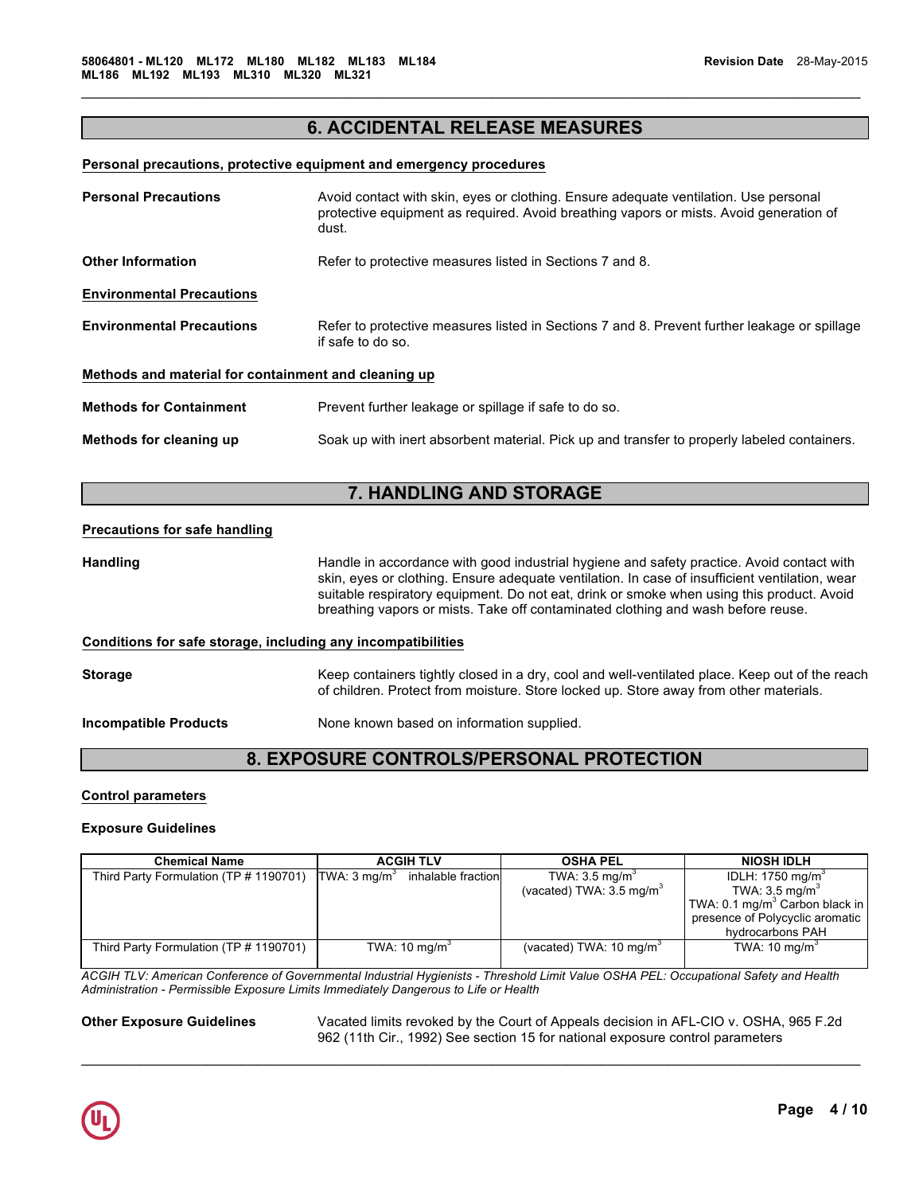## 6. ACCIDENTAL RELEASE MEASURES

**Personal precautions, protective equipment and emergency procedures**

**Personal Precautions** Avoid contact with skin, eyes or clothing. Ensure adequate ventilation. Use personal protective equipment as required. Avoid breathing vapors or mists. Avoid generation of dust.

**Other Information** Refer to protective measures listed in Sections 7 and 8.

**Environmental Precautions**

**Environmental Precautions** Refer to protective measures listed in Sections 7 and 8. Prevent further leakage or spillage if safe to do so.

**Methods and material for containment and cleaning up**

**Methods for Containment** Prevent further leakage or spillage if safe to do so.

**Methods for cleaning up** Soak up with inert absorbent material. Pick up and transfer to properly labeled containers.

## 7. HANDLING AND STORAGE

**Precautions for safe handling**

**Handling** Handle in accordance with good industrial hygiene and safety practice. Avoid contact with skin, eyes or clothing. Ensure adequate ventilation. In case of insufficient ventilation, wear suitable respiratory equipment. Do not eat, drink or smoke when using this product. Avoid breathing vapors or mists. Take off contaminated clothing and wash before reuse.

**Conditions for safe storage, including any incompatibilities**

**Storage** Keep containers tightly closed in a dry, cool and well-ventilated place. Keep out of the reach of children. Protect from moisture. Store locked up. Store away from other materials.

**Incompatible Products** None known based on information supplied.

## 8. EXPOSURE CONTROLS/PERSONAL PROTECTION

**Control parameters**

**Exposure Guidelines**

| Chemical Name | ACGIH TLV | OSHA PEL | NIOSH IDLH |
|---|---|---|---|
| Third Party Formulation (TP # 1190701) | TWA: 3 mg/m$^3$ inhalable fraction | TWA: 3.5 mg/m$^3$ (vacated) TWA: 3.5 mg/m$^3$ | IDLH: 1750 mg/m$^3$ TWA: 3.5 mg/m$^3$ TWA: 0.1 mg/m$^3$ Carbon black in presence of Polycyclic aromatic hydrocarbons PAH |
| Third Party Formulation (TP # 1190701) | TWA: 10 mg/m$^3$ | (vacated) TWA: 10 mg/m$^3$ | TWA: 10 mg/m$^3$ |

*ACGIH TLV: American Conference of Governmental Industrial Hygienists - Threshold Limit Value OSHA PEL: Occupational Safety and Health Administration - Permissible Exposure Limits Immediately Dangerous to Life or Health*

**Other Exposure Guidelines** Vacated limits revoked by the Court of Appeals decision in AFL-CIO v. OSHA, 965 F.2d 962 (11th Cir., 1992) See section 15 for national exposure control parameters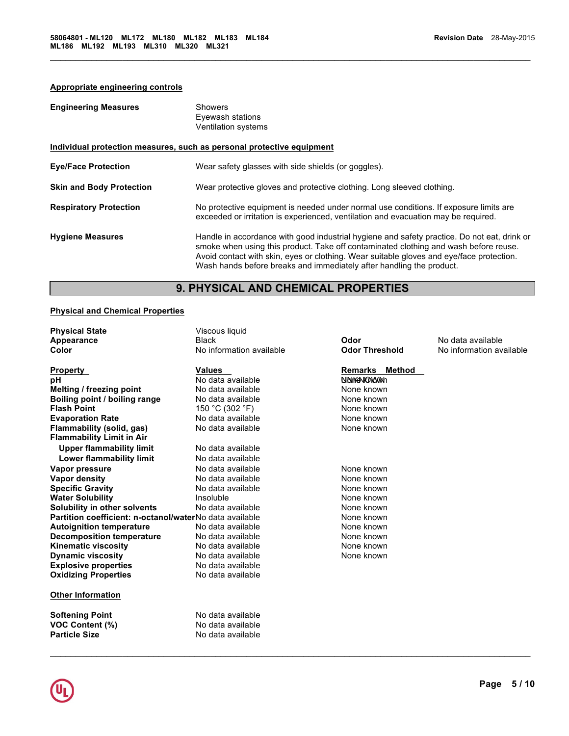**Appropriate engineering controls**

| | |
|---|---|
| **Engineering Measures** | Showers<br>Eyewash stations<br>Ventilation systems |

**Individual protection measures, such as personal protective equipment**

| | |
|---|---|
| **Eye/Face Protection** | Wear safety glasses with side shields (or goggles). |
| **Skin and Body Protection** | Wear protective gloves and protective clothing. Long sleeved clothing. |
| **Respiratory Protection** | No protective equipment is needed under normal use conditions. If exposure limits are exceeded or irritation is experienced, ventilation and evacuation may be required. |
| **Hygiene Measures** | Handle in accordance with good industrial hygiene and safety practice. Do not eat, drink or smoke when using this product. Take off contaminated clothing and wash before reuse. Avoid contact with skin, eyes or clothing. Wear suitable gloves and eye/face protection. Wash hands before breaks and immediately after handling the product. |

## 9. PHYSICAL AND CHEMICAL PROPERTIES

**Physical and Chemical Properties**

| | | | |
|---|---|---|---|
| **Physical State** | Viscous liquid | | |
| **Appearance** | Black | **Odor** | No data available |
| **Color** | No information available | **Odor Threshold** | No information available |

| **Property** | **Values** | **Remarks Method** |
|---|---|---|
| **pH** | No data available | UNKNOWN None known |
| **Melting / freezing point** | No data available | None known |
| **Boiling point / boiling range** | No data available | None known |
| **Flash Point** | 150 °C (302 °F) | None known |
| **Evaporation Rate** | No data available | None known |
| **Flammability (solid, gas)** | No data available | None known |
| **Flammability Limit in Air** | | |
| **Upper flammability limit** | No data available | |
| **Lower flammability limit** | No data available | |
| **Vapor pressure** | No data available | None known |
| **Vapor density** | No data available | None known |
| **Specific Gravity** | No data available | None known |
| **Water Solubility** | Insoluble | None known |
| **Solubility in other solvents** | No data available | None known |
| **Partition coefficient: n-octanol/water** | No data available | None known |
| **Autoignition temperature** | No data available | None known |
| **Decomposition temperature** | No data available | None known |
| **Kinematic viscosity** | No data available | None known |
| **Dynamic viscosity** | No data available | None known |
| **Explosive properties** | No data available | |
| **Oxidizing Properties** | No data available | |

**Other Information**

| | |
|---|---|
| **Softening Point** | No data available |
| **VOC Content (%)** | No data available |
| **Particle Size** | No data available |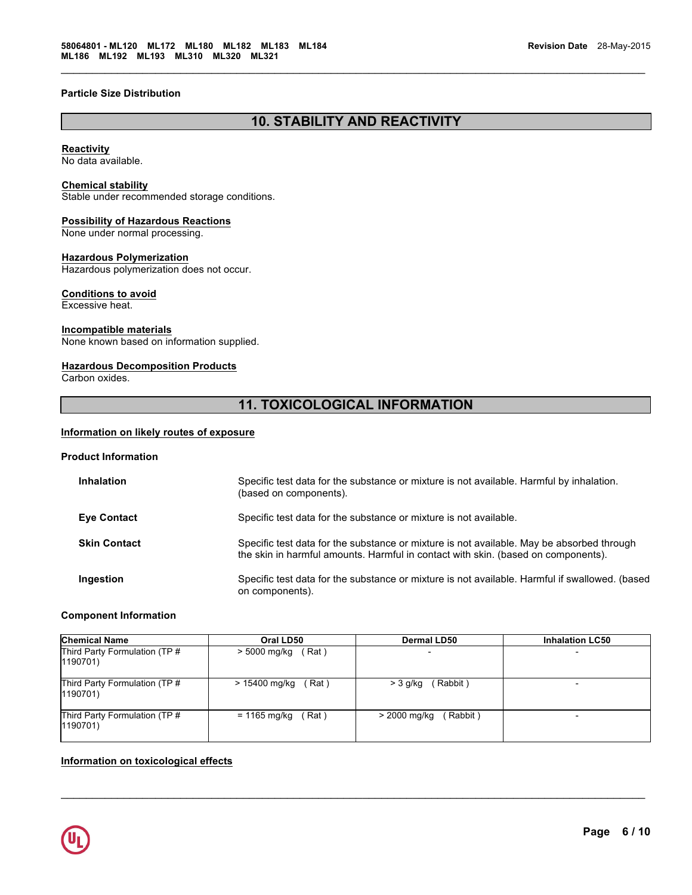**Particle Size Distribution**

## 10. STABILITY AND REACTIVITY

**Reactivity**
No data available.

**Chemical stability**
Stable under recommended storage conditions.

**Possibility of Hazardous Reactions**
None under normal processing.

**Hazardous Polymerization**
Hazardous polymerization does not occur.

**Conditions to avoid**
Excessive heat.

**Incompatible materials**
None known based on information supplied.

**Hazardous Decomposition Products**
Carbon oxides.

## 11. TOXICOLOGICAL INFORMATION

**Information on likely routes of exposure**

**Product Information**

| | |
|---|---|
| **Inhalation** | Specific test data for the substance or mixture is not available. Harmful by inhalation. (based on components). |
| **Eye Contact** | Specific test data for the substance or mixture is not available. |
| **Skin Contact** | Specific test data for the substance or mixture is not available. May be absorbed through the skin in harmful amounts. Harmful in contact with skin. (based on components). |
| **Ingestion** | Specific test data for the substance or mixture is not available. Harmful if swallowed. (based on components). |

**Component Information**

| Chemical Name | Oral LD50 | Dermal LD50 | Inhalation LC50 |
|---|---|---|---|
| Third Party Formulation (TP # 1190701) | > 5000 mg/kg ( Rat ) | - | - |
| Third Party Formulation (TP # 1190701) | > 15400 mg/kg ( Rat ) | > 3 g/kg ( Rabbit ) | - |
| Third Party Formulation (TP # 1190701) | = 1165 mg/kg ( Rat ) | > 2000 mg/kg ( Rabbit ) | - |

**Information on toxicological effects**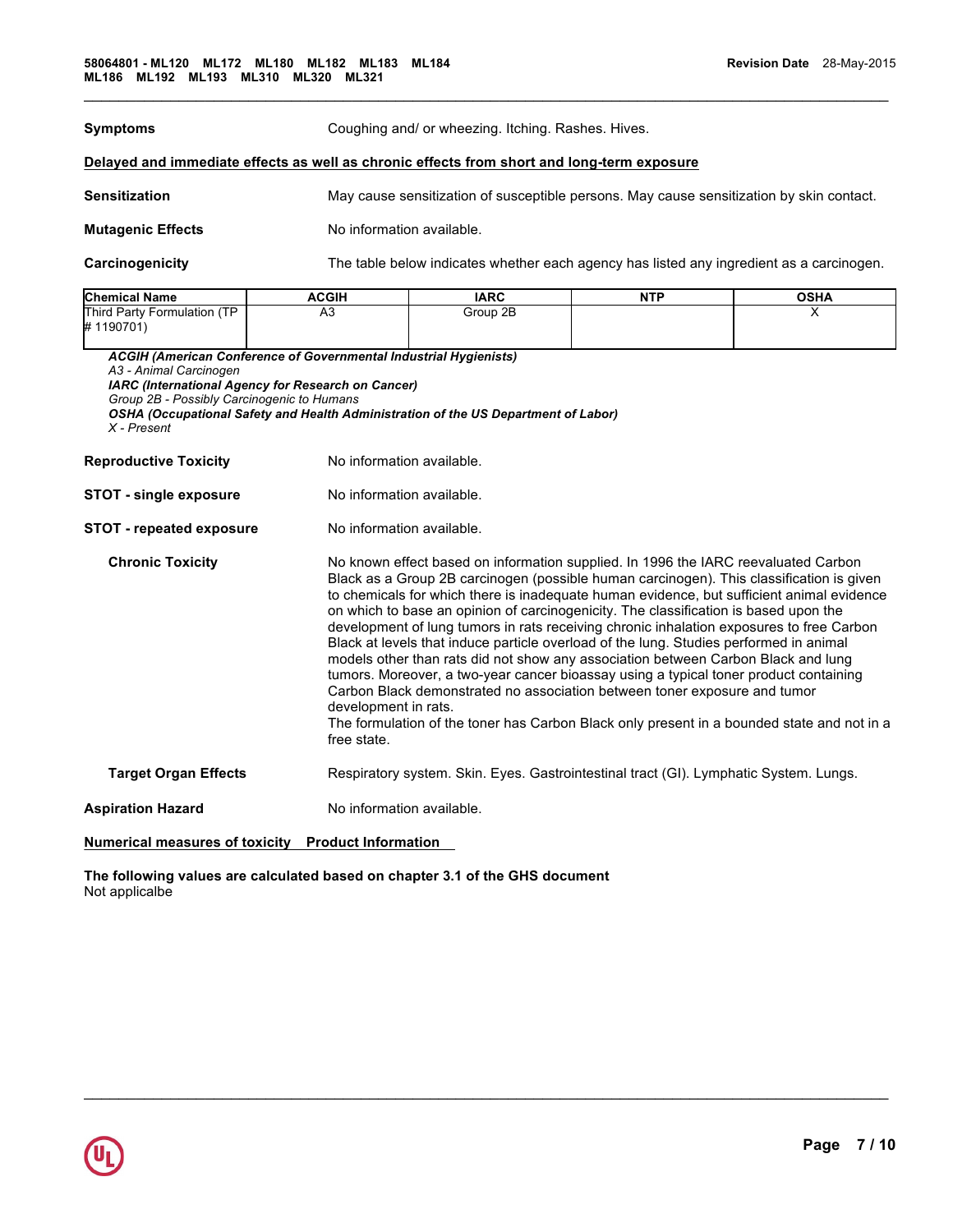**Symptoms** Coughing and/ or wheezing. Itching. Rashes. Hives.

**Delayed and immediate effects as well as chronic effects from short and long-term exposure**

**Sensitization** May cause sensitization of susceptible persons. May cause sensitization by skin contact.

**Mutagenic Effects** No information available.

**Carcinogenicity** The table below indicates whether each agency has listed any ingredient as a carcinogen.

| Chemical Name | ACGIH | IARC | NTP | OSHA |
|---|---|---|---|---|
| Third Party Formulation (TP # 1190701) | A3 | Group 2B | | X |

***ACGIH (American Conference of Governmental Industrial Hygienists)***
*A3 - Animal Carcinogen*
***IARC (International Agency for Research on Cancer)***
*Group 2B - Possibly Carcinogenic to Humans*
***OSHA (Occupational Safety and Health Administration of the US Department of Labor)***
*X - Present*

**Reproductive Toxicity** No information available.

**STOT - single exposure** No information available.

**STOT - repeated exposure** No information available.

**Chronic Toxicity** No known effect based on information supplied. In 1996 the IARC reevaluated Carbon Black as a Group 2B carcinogen (possible human carcinogen). This classification is given to chemicals for which there is inadequate human evidence, but sufficient animal evidence on which to base an opinion of carcinogenicity. The classification is based upon the development of lung tumors in rats receiving chronic inhalation exposures to free Carbon Black at levels that induce particle overload of the lung. Studies performed in animal models other than rats did not show any association between Carbon Black and lung tumors. Moreover, a two-year cancer bioassay using a typical toner product containing Carbon Black demonstrated no association between toner exposure and tumor development in rats.
The formulation of the toner has Carbon Black only present in a bounded state and not in a free state.

**Target Organ Effects** Respiratory system. Skin. Eyes. Gastrointestinal tract (GI). Lymphatic System. Lungs.

**Aspiration Hazard** No information available.

**Numerical measures of toxicity Product Information**

**The following values are calculated based on chapter 3.1 of the GHS document**
Not applicalbe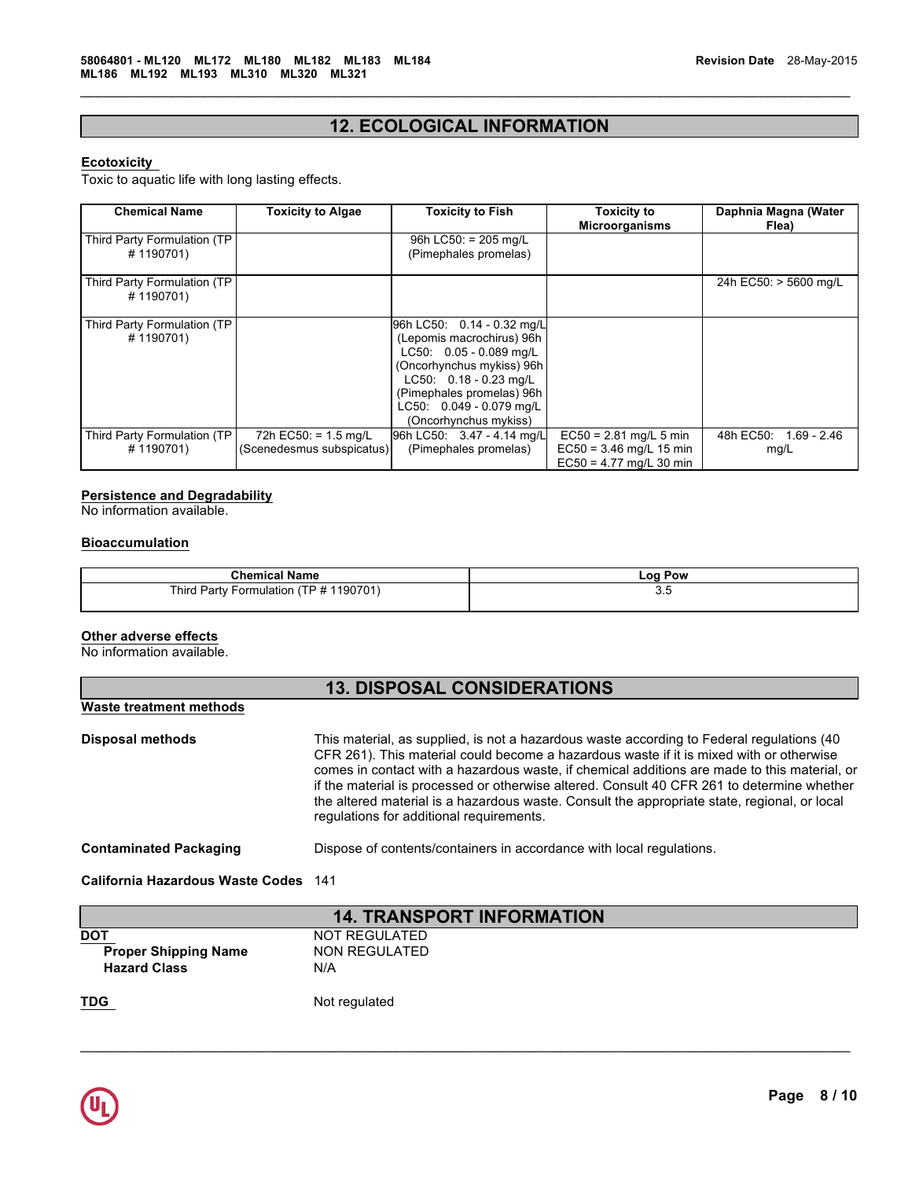## 12. ECOLOGICAL INFORMATION

**Ecotoxicity**

Toxic to aquatic life with long lasting effects.

| Chemical Name | Toxicity to Algae | Toxicity to Fish | Toxicity to Microorganisms | Daphnia Magna (Water Flea) |
|---|---|---|---|---|
| Third Party Formulation (TP # 1190701) | | 96h LC50: = 205 mg/L (Pimephales promelas) | | |
| Third Party Formulation (TP # 1190701) | | | | 24h EC50: > 5600 mg/L |
| Third Party Formulation (TP # 1190701) | | 96h LC50: 0.14 - 0.32 mg/L (Lepomis macrochirus) 96h LC50: 0.05 - 0.089 mg/L (Oncorhynchus mykiss) 96h LC50: 0.18 - 0.23 mg/L (Pimephales promelas) 96h LC50: 0.049 - 0.079 mg/L (Oncorhynchus mykiss) | | |
| Third Party Formulation (TP # 1190701) | 72h EC50: = 1.5 mg/L (Scenedesmus subspicatus) | 96h LC50: 3.47 - 4.14 mg/L (Pimephales promelas) | EC50 = 2.81 mg/L 5 min EC50 = 3.46 mg/L 15 min EC50 = 4.77 mg/L 30 min | 48h EC50: 1.69 - 2.46 mg/L |

**Persistence and Degradability**

No information available.

**Bioaccumulation**

| Chemical Name | Log Pow |
|---|---|
| Third Party Formulation (TP # 1190701) | 3.5 |

**Other adverse effects**

No information available.

## 13. DISPOSAL CONSIDERATIONS

**Waste treatment methods**

**Disposal methods** This material, as supplied, is not a hazardous waste according to Federal regulations (40 CFR 261). This material could become a hazardous waste if it is mixed with or otherwise comes in contact with a hazardous waste, if chemical additions are made to this material, or if the material is processed or otherwise altered. Consult 40 CFR 261 to determine whether the altered material is a hazardous waste. Consult the appropriate state, regional, or local regulations for additional requirements.

**Contaminated Packaging** Dispose of contents/containers in accordance with local regulations.

**California Hazardous Waste Codes** 141

## 14. TRANSPORT INFORMATION

**DOT** NOT REGULATED

**Proper Shipping Name** NON REGULATED

**Hazard Class** N/A

**TDG** Not regulated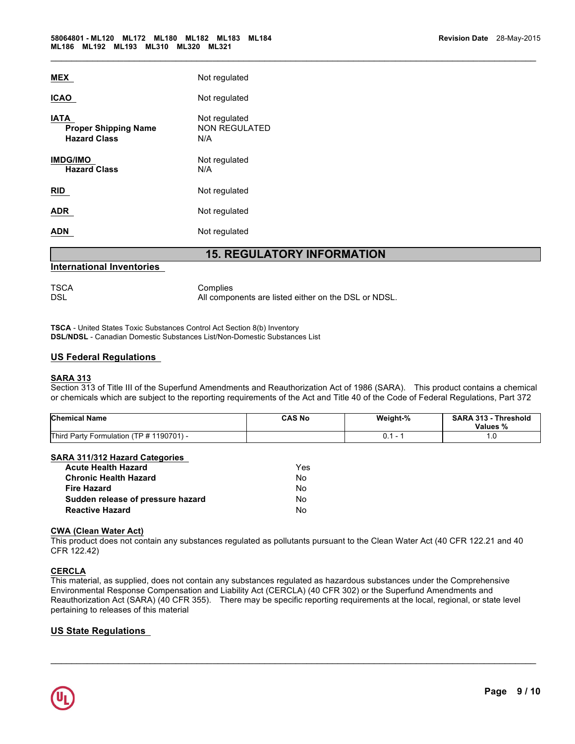**MEX** Not regulated

**ICAO** Not regulated

**IATA** Not regulated
**Proper Shipping Name** NON REGULATED
**Hazard Class** N/A

**IMDG/IMO** Not regulated
**Hazard Class** N/A

**RID** Not regulated

**ADR** Not regulated

**ADN** Not regulated

## 15. REGULATORY INFORMATION

### International Inventories

TSCA Complies
DSL All components are listed either on the DSL or NDSL.

**TSCA** - United States Toxic Substances Control Act Section 8(b) Inventory
**DSL/NDSL** - Canadian Domestic Substances List/Non-Domestic Substances List

### US Federal Regulations

**SARA 313**
Section 313 of Title III of the Superfund Amendments and Reauthorization Act of 1986 (SARA). This product contains a chemical or chemicals which are subject to the reporting requirements of the Act and Title 40 of the Code of Federal Regulations, Part 372

| Chemical Name | CAS No | Weight-% | SARA 313 - Threshold Values % |
|---|---|---|---|
| Third Party Formulation (TP # 1190701) - | | 0.1 - 1 | 1.0 |

**SARA 311/312 Hazard Categories**

| | |
|---|---|
| **Acute Health Hazard** | Yes |
| **Chronic Health Hazard** | No |
| **Fire Hazard** | No |
| **Sudden release of pressure hazard** | No |
| **Reactive Hazard** | No |

**CWA (Clean Water Act)**
This product does not contain any substances regulated as pollutants pursuant to the Clean Water Act (40 CFR 122.21 and 40 CFR 122.42)

**CERCLA**
This material, as supplied, does not contain any substances regulated as hazardous substances under the Comprehensive Environmental Response Compensation and Liability Act (CERCLA) (40 CFR 302) or the Superfund Amendments and Reauthorization Act (SARA) (40 CFR 355). There may be specific reporting requirements at the local, regional, or state level pertaining to releases of this material

### US State Regulations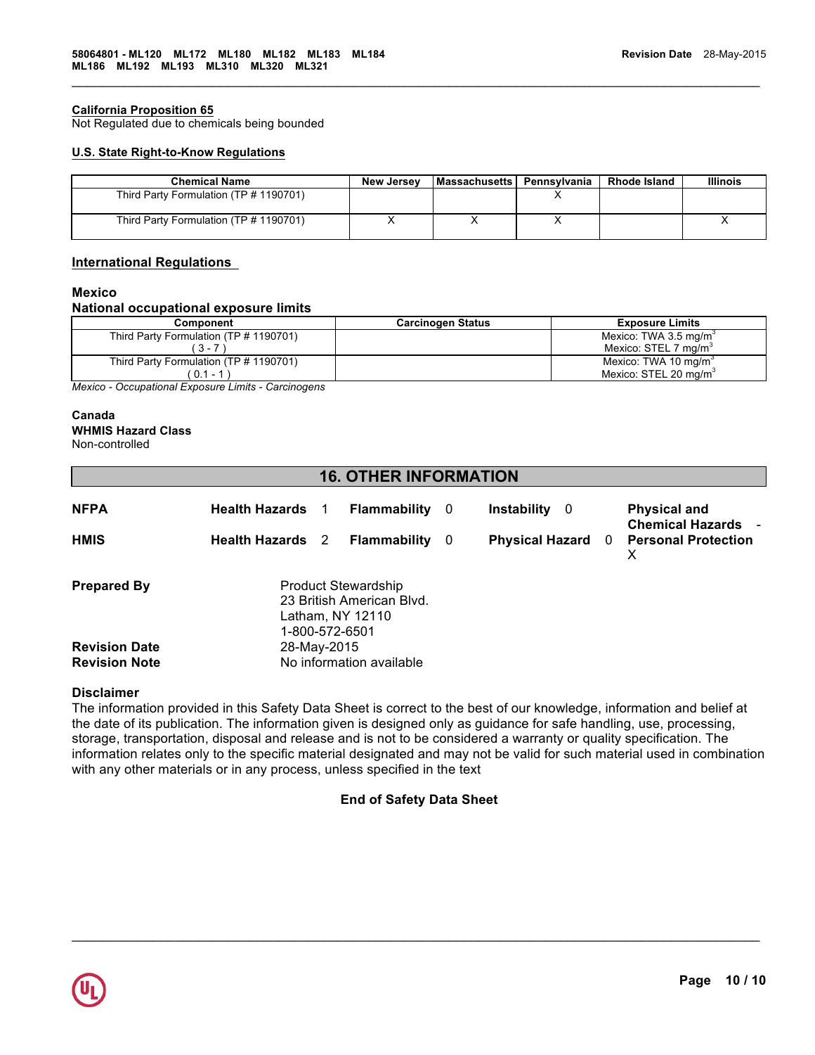**California Proposition 65**

Not Regulated due to chemicals being bounded

**U.S. State Right-to-Know Regulations**

| Chemical Name | New Jersey | Massachusetts | Pennsylvania | Rhode Island | Illinois |
|---|---|---|---|---|---|
| Third Party Formulation (TP # 1190701) | | | X | | |
| Third Party Formulation (TP # 1190701) | X | X | X | | X |

**International Regulations**

**Mexico**

**National occupational exposure limits**

| Component | Carcinogen Status | Exposure Limits |
|---|---|---|
| Third Party Formulation (TP # 1190701) ( 3 - 7 ) | | Mexico: TWA 3.5 mg/m$^3$ Mexico: STEL 7 mg/m$^3$ |
| Third Party Formulation (TP # 1190701) ( 0.1 - 1 ) | | Mexico: TWA 10 mg/m$^3$ Mexico: STEL 20 mg/m$^3$ |

*Mexico - Occupational Exposure Limits - Carcinogens*

**Canada**

**WHMIS Hazard Class**

Non-controlled

## 16. OTHER INFORMATION

| | | | | |
|---|---|---|---|---|
| **NFPA** | **Health Hazards** 1 | **Flammability** 0 | **Instability** 0 | **Physical and Chemical Hazards** - |
| **HMIS** | **Health Hazards** 2 | **Flammability** 0 | **Physical Hazard** 0 | **Personal Protection** X |

**Prepared By** Product Stewardship
23 British American Blvd.
Latham, NY 12110
1-800-572-6501

**Revision Date** 28-May-2015

**Revision Note** No information available

**Disclaimer**

The information provided in this Safety Data Sheet is correct to the best of our knowledge, information and belief at the date of its publication. The information given is designed only as guidance for safe handling, use, processing, storage, transportation, disposal and release and is not to be considered a warranty or quality specification. The information relates only to the specific material designated and may not be valid for such material used in combination with any other materials or in any process, unless specified in the text

**End of Safety Data Sheet**